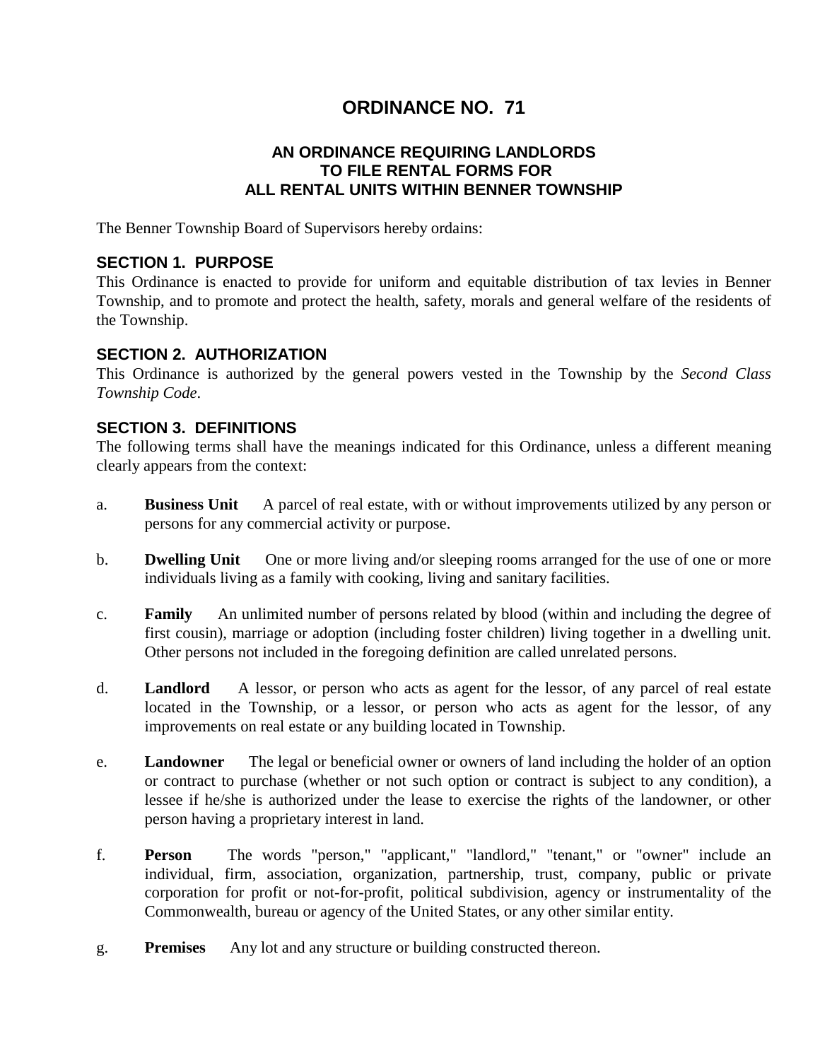# ORDINANCE NO. 71

## AN ORDINANCE REQUIRING LANDLORDS TO FILE RENTAL FORMS FOR ALL RENTAL UNITS WITHIN BENNER TOWNSHIP

The Benner Township Board of Supervisors hereby ordains:

### SECTION 1. PURPOSE

This Ordinance is enacted to provide for uniform and equitable distribution of tax levies in Benner Township, and to promote and protect the health, safety, morals and general welfare of the residents of the Township.

### SECTION 2. AUTHORIZATION

This Ordinance is authorized by the general powers vested in the Township by the *Second Class Township Code*.

### SECTION 3. DEFINITIONS

The following terms shall have the meanings indicated for this Ordinance, unless a different meaning clearly appears from the context:

a. **Business Unit** A parcel of real estate, with or without improvements utilized by any person or persons for any commercial activity or purpose.

b. **Dwelling Unit** One or more living and/or sleeping rooms arranged for the use of one or more individuals living as a family with cooking, living and sanitary facilities.

c. **Family** An unlimited number of persons related by blood (within and including the degree of first cousin), marriage or adoption (including foster children) living together in a dwelling unit. Other persons not included in the foregoing definition are called unrelated persons.

d. **Landlord** A lessor, or person who acts as agent for the lessor, of any parcel of real estate located in the Township, or a lessor, or person who acts as agent for the lessor, of any improvements on real estate or any building located in Township.

e. **Landowner** The legal or beneficial owner or owners of land including the holder of an option or contract to purchase (whether or not such option or contract is subject to any condition), a lessee if he/she is authorized under the lease to exercise the rights of the landowner, or other person having a proprietary interest in land.

f. **Person** The words "person," "applicant," "landlord," "tenant," or "owner" include an individual, firm, association, organization, partnership, trust, company, public or private corporation for profit or not-for-profit, political subdivision, agency or instrumentality of the Commonwealth, bureau or agency of the United States, or any other similar entity.

g. **Premises** Any lot and any structure or building constructed thereon.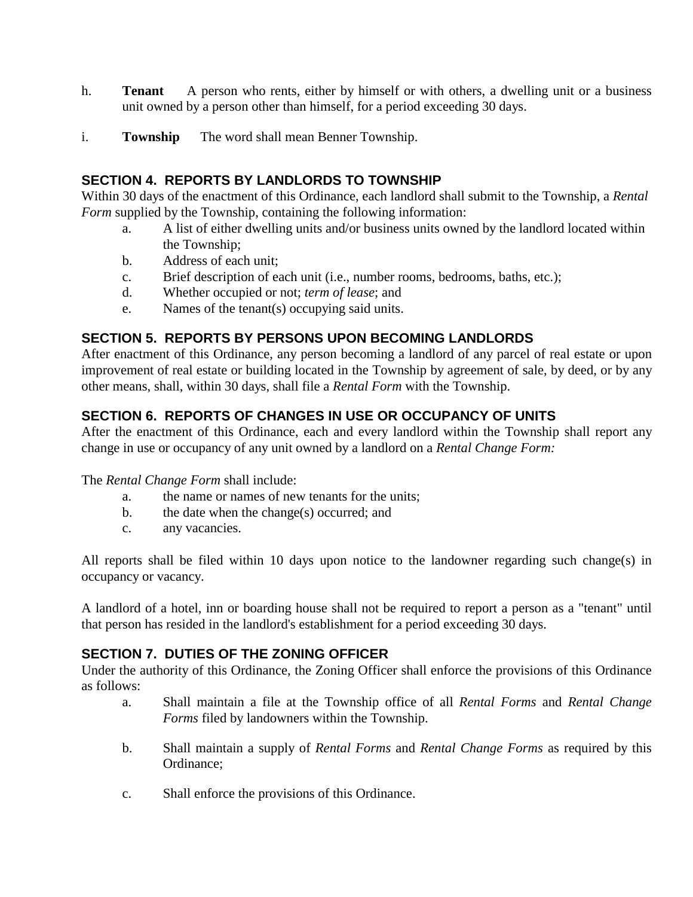h. **Tenant** A person who rents, either by himself or with others, a dwelling unit or a business unit owned by a person other than himself, for a period exceeding 30 days.

i. **Township** The word shall mean Benner Township.

## SECTION 4. REPORTS BY LANDLORDS TO TOWNSHIP

Within 30 days of the enactment of this Ordinance, each landlord shall submit to the Township, a *Rental Form* supplied by the Township, containing the following information:

a. A list of either dwelling units and/or business units owned by the landlord located within the Township;
b. Address of each unit;
c. Brief description of each unit (i.e., number rooms, bedrooms, baths, etc.);
d. Whether occupied or not; *term of lease*; and
e. Names of the tenant(s) occupying said units.

## SECTION 5. REPORTS BY PERSONS UPON BECOMING LANDLORDS

After enactment of this Ordinance, any person becoming a landlord of any parcel of real estate or upon improvement of real estate or building located in the Township by agreement of sale, by deed, or by any other means, shall, within 30 days, shall file a *Rental Form* with the Township.

## SECTION 6. REPORTS OF CHANGES IN USE OR OCCUPANCY OF UNITS

After the enactment of this Ordinance, each and every landlord within the Township shall report any change in use or occupancy of any unit owned by a landlord on a *Rental Change Form:*

The *Rental Change Form* shall include:

a. the name or names of new tenants for the units;
b. the date when the change(s) occurred; and
c. any vacancies.

All reports shall be filed within 10 days upon notice to the landowner regarding such change(s) in occupancy or vacancy.

A landlord of a hotel, inn or boarding house shall not be required to report a person as a "tenant" until that person has resided in the landlord's establishment for a period exceeding 30 days.

## SECTION 7. DUTIES OF THE ZONING OFFICER

Under the authority of this Ordinance, the Zoning Officer shall enforce the provisions of this Ordinance as follows:

a. Shall maintain a file at the Township office of all *Rental Forms* and *Rental Change Forms* filed by landowners within the Township.

b. Shall maintain a supply of *Rental Forms* and *Rental Change Forms* as required by this Ordinance;

c. Shall enforce the provisions of this Ordinance.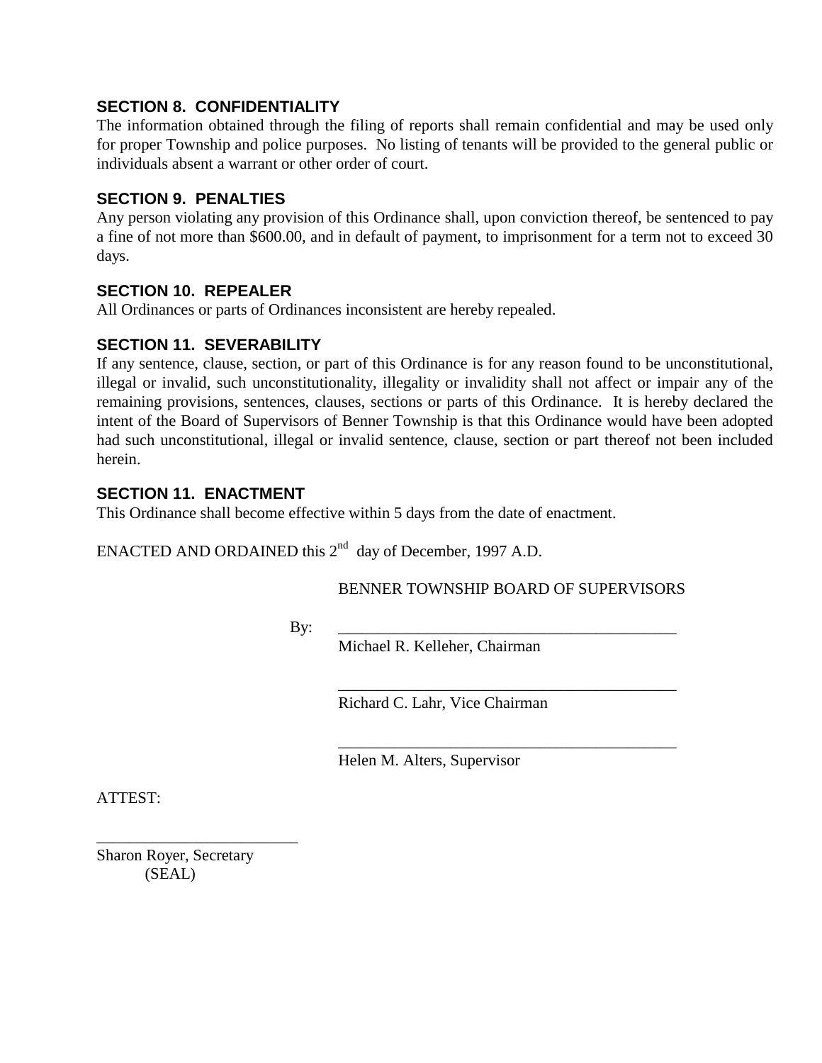### SECTION 8. CONFIDENTIALITY

The information obtained through the filing of reports shall remain confidential and may be used only for proper Township and police purposes. No listing of tenants will be provided to the general public or individuals absent a warrant or other order of court.

### SECTION 9. PENALTIES

Any person violating any provision of this Ordinance shall, upon conviction thereof, be sentenced to pay a fine of not more than $600.00, and in default of payment, to imprisonment for a term not to exceed 30 days.

### SECTION 10. REPEALER

All Ordinances or parts of Ordinances inconsistent are hereby repealed.

### SECTION 11. SEVERABILITY

If any sentence, clause, section, or part of this Ordinance is for any reason found to be unconstitutional, illegal or invalid, such unconstitutionality, illegality or invalidity shall not affect or impair any of the remaining provisions, sentences, clauses, sections or parts of this Ordinance. It is hereby declared the intent of the Board of Supervisors of Benner Township is that this Ordinance would have been adopted had such unconstitutional, illegal or invalid sentence, clause, section or part thereof not been included herein.

### SECTION 11. ENACTMENT

This Ordinance shall become effective within 5 days from the date of enactment.

ENACTED AND ORDAINED this 2nd day of December, 1997 A.D.

BENNER TOWNSHIP BOARD OF SUPERVISORS

By: ___________________________________________
Michael R. Kelleher, Chairman

___________________________________________
Richard C. Lahr, Vice Chairman

___________________________________________
Helen M. Alters, Supervisor

ATTEST:

__________________________
Sharon Royer, Secretary
(SEAL)